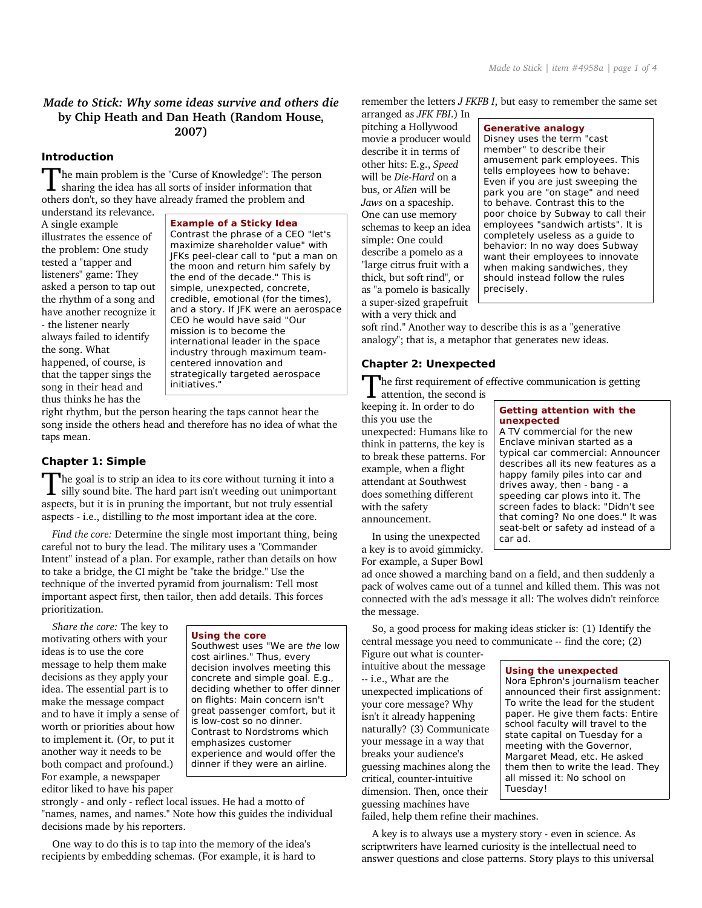# *Made to Stick: Why some ideas survive and others die* by Chip Heath and Dan Heath (Random House, 2007)

## Introduction

The main problem is the "Curse of Knowledge": The person sharing the idea has all sorts of insider information that others don't, so they have already framed the problem and understand its relevance. A single example illustrates the essence of the problem: One study tested a "tapper and listeners" game: They asked a person to tap out the rhythm of a song and have another recognize it - the listener nearly always failed to identify the song. What happened, of course, is that the tapper sings the song in their head and thus thinks he has the right rhythm, but the person hearing the taps cannot hear the song inside the others head and therefore has no idea of what the taps mean.

> **Example of a Sticky Idea**
> Contrast the phrase of a CEO "let's maximize shareholder value" with JFKs peel-clear call to "put a man on the moon and return him safely by the end of the decade." This is simple, unexpected, concrete, credible, emotional (for the times), and a story. If JFK were an aerospace CEO he would have said "Our mission is to become the international leader in the space industry through maximum team-centered innovation and strategically targeted aerospace initiatives."

## Chapter 1: Simple

The goal is to strip an idea to its core without turning it into a silly sound bite. The hard part isn't weeding out unimportant aspects, but it is in pruning the important, but not truly essential aspects - i.e., distilling to *the* most important idea at the core.

*Find the core:* Determine the single most important thing, being careful not to bury the lead. The military uses a "Commander Intent" instead of a plan. For example, rather than details on how to take a bridge, the CI might be "take the bridge." Use the technique of the inverted pyramid from journalism: Tell most important aspect first, then tailor, then add details. This forces prioritization.

*Share the core:* The key to motivating others with your ideas is to use the core message to help them make decisions as they apply your idea. The essential part is to make the message compact and to have it imply a sense of worth or priorities about how to implement it. (Or, to put it another way it needs to be both compact and profound.) For example, a newspaper editor liked to have his paper strongly - and only - reflect local issues. He had a motto of "names, names, and names." Note how this guides the individual decisions made by his reporters.

> **Using the core**
> Southwest uses "We are *the* low cost airlines." Thus, every decision involves meeting this concrete and simple goal. E.g., deciding whether to offer dinner on flights: Main concern isn't great passenger comfort, but it is low-cost so no dinner. Contrast to Nordstroms which emphasizes customer experience and would offer the dinner if they were an airline.

One way to do this is to tap into the memory of the idea's recipients by embedding schemas. (For example, it is hard to remember the letters *J FKFB I*, but easy to remember the same set arranged as *JFK FBI*.) In pitching a Hollywood movie a producer would describe it in terms of other hits: E.g., *Speed* will be *Die-Hard* on a bus, or *Alien* will be *Jaws* on a spaceship. One can use memory schemas to keep an idea simple: One could describe a pomelo as a "large citrus fruit with a thick, but soft rind", or as "a pomelo is basically a super-sized grapefruit with a very thick and soft rind." Another way to describe this is as a "generative analogy"; that is, a metaphor that generates new ideas.

> **Generative analogy**
> Disney uses the term "cast member" to describe their amusement park employees. This tells employees how to behave: Even if you are just sweeping the park you are "on stage" and need to behave. Contrast this to the poor choice by Subway to call their employees "sandwich artists". It is completely useless as a guide to behavior: In no way does Subway want their employees to innovate when making sandwiches, they should instead follow the rules precisely.

## Chapter 2: Unexpected

The first requirement of effective communication is getting attention, the second is keeping it. In order to do this you use the unexpected: Humans like to think in patterns, the key is to break these patterns. For example, when a flight attendant at Southwest does something different with the safety announcement.

In using the unexpected a key is to avoid gimmicky. For example, a Super Bowl ad once showed a marching band on a field, and then suddenly a pack of wolves came out of a tunnel and killed them. This was not connected with the ad's message it all: The wolves didn't reinforce the message.

> **Getting attention with the unexpected**
> A TV commercial for the new Enclave minivan started as a typical car commercial: Announcer describes all its new features as a happy family piles into car and drives away, then - bang - a speeding car plows into it. The screen fades to black: "Didn't see that coming? No one does." It was seat-belt or safety ad instead of a car ad.

So, a good process for making ideas sticker is: (1) Identify the central message you need to communicate -- find the core; (2) Figure out what is counter-intuitive about the message -- i.e., What are the unexpected implications of your core message? Why isn't it already happening naturally? (3) Communicate your message in a way that breaks your audience's guessing machines along the critical, counter-intuitive dimension. Then, once their guessing machines have failed, help them refine their machines.

> **Using the unexpected**
> Nora Ephron's journalism teacher announced their first assignment: To write the lead for the student paper. He give them facts: Entire school faculty will travel to the state capital on Tuesday for a meeting with the Governor, Margaret Mead, etc. He asked them then to write the lead. They all missed it: No school on Tuesday!

A key is to always use a mystery story - even in science. As scriptwriters have learned curiosity is the intellectual need to answer questions and close patterns. Story plays to this universal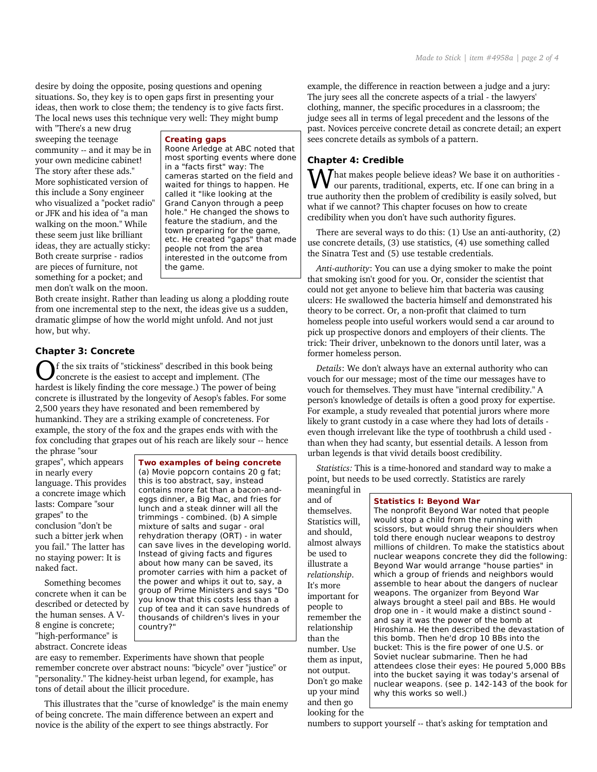desire by doing the opposite, posing questions and opening situations. So, they key is to open gaps first in presenting your ideas, then work to close them; the tendency is to give facts first. The local news uses this technique very well: They might bump with "There's a new drug sweeping the teenage community -- and it may be in your own medicine cabinet! The story after these ads." More sophisticated version of this include a Sony engineer who visualized a "pocket radio" or JFK and his idea of "a man walking on the moon." While these seem just like brilliant ideas, they are actually sticky: Both create surprise - radios are pieces of furniture, not something for a pocket; and men don't walk on the moon. Both create insight. Rather than leading us along a plodding route from one incremental step to the next, the ideas give us a sudden, dramatic glimpse of how the world might unfold. And not just how, but why.

> **Creating gaps**
> Roone Arledge at ABC noted that most sporting events where done in a "facts first" way: The cameras started on the field and waited for things to happen. He called it "like looking at the Grand Canyon through a peep hole." He changed the shows to feature the stadium, and the town preparing for the game, etc. He created "gaps" that made people not from the area interested in the outcome from the game.

### Chapter 3: Concrete

Of the six traits of "stickiness" described in this book being concrete is the easiest to accept and implement. (The hardest is likely finding the core message.) The power of being concrete is illustrated by the longevity of Aesop's fables. For some 2,500 years they have resonated and been remembered by humankind. They are a striking example of concreteness. For example, the story of the fox and the grapes ends with with the fox concluding that grapes out of his reach are likely sour -- hence the phrase "sour grapes", which appears in nearly every language. This provides a concrete image which lasts: Compare "sour grapes" to the conclusion "don't be such a bitter jerk when you fail." The latter has no staying power: It is naked fact.

> **Two examples of being concrete**
> (a) Movie popcorn contains 20 g fat; this is too abstract, say, instead contains more fat than a bacon-and-eggs dinner, a Big Mac, and fries for lunch and a steak dinner will all the trimmings - combined. (b) A simple mixture of salts and sugar - oral rehydration therapy (ORT) - in water can save lives in the developing world. Instead of giving facts and figures about how many can be saved, its promoter carries with him a packet of the power and whips it out to, say, a group of Prime Ministers and says "Do you know that this costs less than a cup of tea and it can save hundreds of thousands of children's lives in your country?"

Something becomes concrete when it can be described or detected by the human senses. A V-8 engine is concrete; "high-performance" is abstract. Concrete ideas are easy to remember. Experiments have shown that people remember concrete over abstract nouns: "bicycle" over "justice" or "personality." The kidney-heist urban legend, for example, has tons of detail about the illicit procedure.

This illustrates that the "curse of knowledge" is the main enemy of being concrete. The main difference between an expert and novice is the ability of the expert to see things abstractly. For example, the difference in reaction between a judge and a jury: The jury sees all the concrete aspects of a trial - the lawyers' clothing, manner, the specific procedures in a classroom; the judge sees all in terms of legal precedent and the lessons of the past. Novices perceive concrete detail as concrete detail; an expert sees concrete details as symbols of a pattern.

### Chapter 4: Credible

What makes people believe ideas? We base it on authorities - our parents, traditional, experts, etc. If one can bring in a true authority then the problem of credibility is easily solved, but what if we cannot? This chapter focuses on how to create credibility when you don't have such authority figures.

There are several ways to do this: (1) Use an anti-authority, (2) use concrete details, (3) use statistics, (4) use something called the Sinatra Test and (5) use testable credentials.

*Anti-authority*: You can use a dying smoker to make the point that smoking isn't good for you. Or, consider the scientist that could not get anyone to believe him that bacteria was causing ulcers: He swallowed the bacteria himself and demonstrated his theory to be correct. Or, a non-profit that claimed to turn homeless people into useful workers would send a car around to pick up prospective donors and employers of their clients. The trick: Their driver, unbeknown to the donors until later, was a former homeless person.

*Details*: We don't always have an external authority who can vouch for our message; most of the time our messages have to vouch for themselves. They must have "internal credibility." A person's knowledge of details is often a good proxy for expertise. For example, a study revealed that potential jurors where more likely to grant custody in a case where they had lots of details - even though irrelevant like the type of toothbrush a child used - than when they had scanty, but essential details. A lesson from urban legends is that vivid details boost credibility.

*Statistics:* This is a time-honored and standard way to make a point, but needs to be used correctly. Statistics are rarely meaningful in and of themselves. Statistics will, and should, almost always be used to illustrate a *relationship*. It's more important for people to remember the relationship than the number. Use them as input, not output. Don't go make up your mind and then go looking for the numbers to support yourself -- that's asking for temptation and

> **Statistics I: Beyond War**
> The nonprofit Beyond War noted that people would stop a child from the running with scissors, but would shrug their shoulders when told there enough nuclear weapons to destroy millions of children. To make the statistics about nuclear weapons concrete they did the following: Beyond War would arrange "house parties" in which a group of friends and neighbors would assemble to hear about the dangers of nuclear weapons. The organizer from Beyond War always brought a steel pail and BBs. He would drop one in - it would make a distinct sound - and say it was the power of the bomb at Hiroshima. He then described the devastation of this bomb. Then he'd drop 10 BBs into the bucket: This is the fire power of one U.S. or Soviet nuclear submarine. Then he had attendees close their eyes: He poured 5,000 BBs into the bucket saying it was today's arsenal of nuclear weapons. (see p. 142-143 of the book for why this works so well.)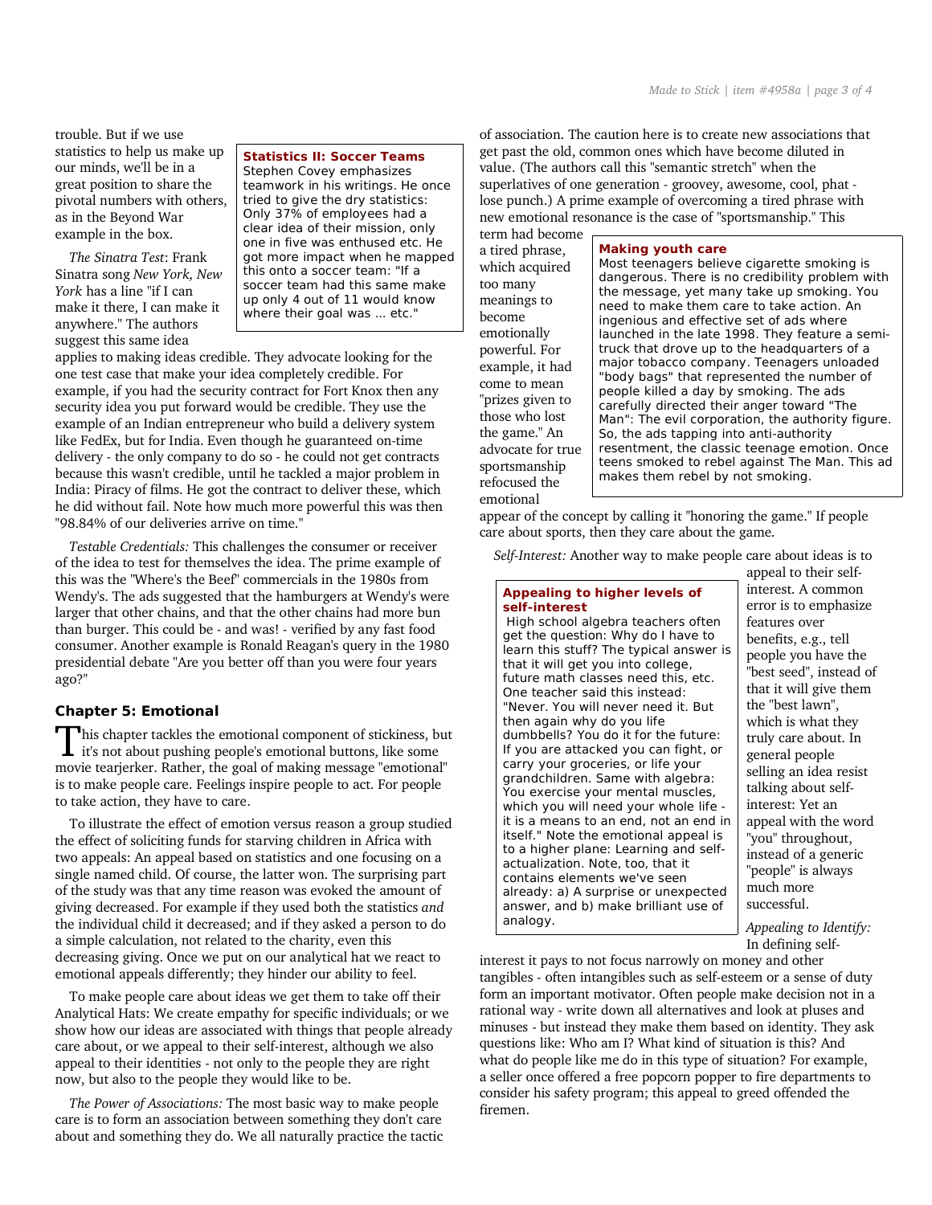trouble. But if we use statistics to help us make up our minds, we'll be in a great position to share the pivotal numbers with others, as in the Beyond War example in the box.

> **Statistics II: Soccer Teams**
> Stephen Covey emphasizes teamwork in his writings. He once tried to give the dry statistics: Only 37% of employees had a clear idea of their mission, only one in five was enthused etc. He got more impact when he mapped this onto a soccer team: "If a soccer team had this same make up only 4 out of 11 would know where their goal was ... etc."

*The Sinatra Test*: Frank Sinatra song *New York, New York* has a line "if I can make it there, I can make it anywhere." The authors suggest this same idea applies to making ideas credible. They advocate looking for the one test case that make your idea completely credible. For example, if you had the security contract for Fort Knox then any security idea you put forward would be credible. They use the example of an Indian entrepreneur who build a delivery system like FedEx, but for India. Even though he guaranteed on-time delivery - the only company to do so - he could not get contracts because this wasn't credible, until he tackled a major problem in India: Piracy of films. He got the contract to deliver these, which he did without fail. Note how much more powerful this was then "98.84% of our deliveries arrive on time."

*Testable Credentials:* This challenges the consumer or receiver of the idea to test for themselves the idea. The prime example of this was the "Where's the Beef" commercials in the 1980s from Wendy's. The ads suggested that the hamburgers at Wendy's were larger that other chains, and that the other chains had more bun than burger. This could be - and was! - verified by any fast food consumer. Another example is Ronald Reagan's query in the 1980 presidential debate "Are you better off than you were four years ago?"

## Chapter 5: Emotional

This chapter tackles the emotional component of stickiness, but it's not about pushing people's emotional buttons, like some movie tearjerker. Rather, the goal of making message "emotional" is to make people care. Feelings inspire people to act. For people to take action, they have to care.

To illustrate the effect of emotion versus reason a group studied the effect of soliciting funds for starving children in Africa with two appeals: An appeal based on statistics and one focusing on a single named child. Of course, the latter won. The surprising part of the study was that any time reason was evoked the amount of giving decreased. For example if they used both the statistics *and* the individual child it decreased; and if they asked a person to do a simple calculation, not related to the charity, even this decreasing giving. Once we put on our analytical hat we react to emotional appeals differently; they hinder our ability to feel.

To make people care about ideas we get them to take off their Analytical Hats: We create empathy for specific individuals; or we show how our ideas are associated with things that people already care about, or we appeal to their self-interest, although we also appeal to their identities - not only to the people they are right now, but also to the people they would like to be.

*The Power of Associations:* The most basic way to make people care is to form an association between something they don't care about and something they do. We all naturally practice the tactic of association. The caution here is to create new associations that get past the old, common ones which have become diluted in value. (The authors call this "semantic stretch" when the superlatives of one generation - groovey, awesome, cool, phat - lose punch.) A prime example of overcoming a tired phrase with new emotional resonance is the case of "sportsmanship." This term had become a tired phrase, which acquired too many meanings to become emotionally powerful. For example, it had come to mean "prizes given to those who lost the game." An advocate for true sportsmanship refocused the emotional appear of the concept by calling it "honoring the game." If people care about sports, then they care about the game.

> **Making youth care**
> Most teenagers believe cigarette smoking is dangerous. There is no credibility problem with the message, yet many take up smoking. You need to make them care to take action. An ingenious and effective set of ads where launched in the late 1998. They feature a semi-truck that drove up to the headquarters of a major tobacco company. Teenagers unloaded "body bags" that represented the number of people killed a day by smoking. The ads carefully directed their anger toward "The Man": The evil corporation, the authority figure. So, the ads tapping into anti-authority resentment, the classic teenage emotion. Once teens smoked to rebel against The Man. This ad makes them rebel by not smoking.

*Self-Interest:* Another way to make people care about ideas is to appeal to their self-interest. A common error is to emphasize features over benefits, e.g., tell people you have the "best seed", instead of that it will give them the "best lawn", which is what they truly care about. In general people selling an idea resist talking about self-interest: Yet an appeal with the word "you" throughout, instead of a generic "people" is always much more successful.

> **Appealing to higher levels of self-interest**
> High school algebra teachers often get the question: Why do I have to learn this stuff? The typical answer is that it will get you into college, future math classes need this, etc. One teacher said this instead: "Never. You will never need it. But then again why do you life dumbbells? You do it for the future: If you are attacked you can fight, or carry your groceries, or life your grandchildren. Same with algebra: You exercise your mental muscles, which you will need your whole life - it is a means to an end, not an end in itself." Note the emotional appeal is to a higher plane: Learning and self-actualization. Note, too, that it contains elements we've seen already: a) A surprise or unexpected answer, and b) make brilliant use of analogy.

*Appealing to Identify:* In defining self-interest it pays to not focus narrowly on money and other tangibles - often intangibles such as self-esteem or a sense of duty form an important motivator. Often people make decision not in a rational way - write down all alternatives and look at pluses and minuses - but instead they make them based on identity. They ask questions like: Who am I? What kind of situation is this? And what do people like me do in this type of situation? For example, a seller once offered a free popcorn popper to fire departments to consider his safety program; this appeal to greed offended the firemen.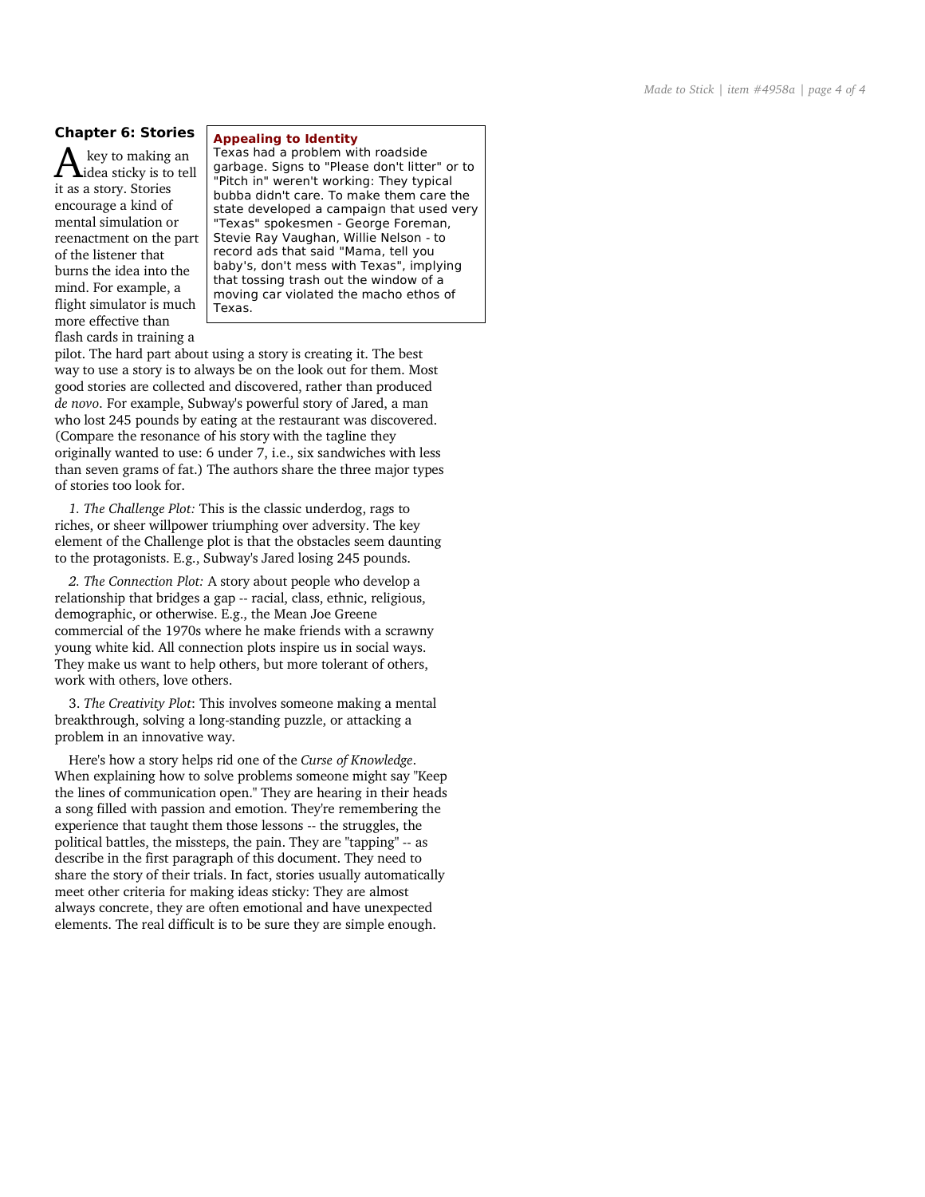### Chapter 6: Stories

A key to making an idea sticky is to tell it as a story. Stories encourage a kind of mental simulation or reenactment on the part of the listener that burns the idea into the mind. For example, a flight simulator is much more effective than flash cards in training a pilot. The hard part about using a story is creating it. The best way to use a story is to always be on the look out for them. Most good stories are collected and discovered, rather than produced *de novo*. For example, Subway's powerful story of Jared, a man who lost 245 pounds by eating at the restaurant was discovered. (Compare the resonance of his story with the tagline they originally wanted to use: 6 under 7, i.e., six sandwiches with less than seven grams of fat.) The authors share the three major types of stories too look for.

> **Appealing to Identity**
> Texas had a problem with roadside garbage. Signs to "Please don't litter" or to "Pitch in" weren't working: They typical bubba didn't care. To make them care the state developed a campaign that used very "Texas" spokesmen - George Foreman, Stevie Ray Vaughan, Willie Nelson - to record ads that said "Mama, tell you baby's, don't mess with Texas", implying that tossing trash out the window of a moving car violated the macho ethos of Texas.

1. *The Challenge Plot:* This is the classic underdog, rags to riches, or sheer willpower triumphing over adversity. The key element of the Challenge plot is that the obstacles seem daunting to the protagonists. E.g., Subway's Jared losing 245 pounds.

2. *The Connection Plot:* A story about people who develop a relationship that bridges a gap -- racial, class, ethnic, religious, demographic, or otherwise. E.g., the Mean Joe Greene commercial of the 1970s where he make friends with a scrawny young white kid. All connection plots inspire us in social ways. They make us want to help others, but more tolerant of others, work with others, love others.

3. *The Creativity Plot*: This involves someone making a mental breakthrough, solving a long-standing puzzle, or attacking a problem in an innovative way.

Here's how a story helps rid one of the *Curse of Knowledge*. When explaining how to solve problems someone might say "Keep the lines of communication open." They are hearing in their heads a song filled with passion and emotion. They're remembering the experience that taught them those lessons -- the struggles, the political battles, the missteps, the pain. They are "tapping" -- as describe in the first paragraph of this document. They need to share the story of their trials. In fact, stories usually automatically meet other criteria for making ideas sticky: They are almost always concrete, they are often emotional and have unexpected elements. The real difficult is to be sure they are simple enough.